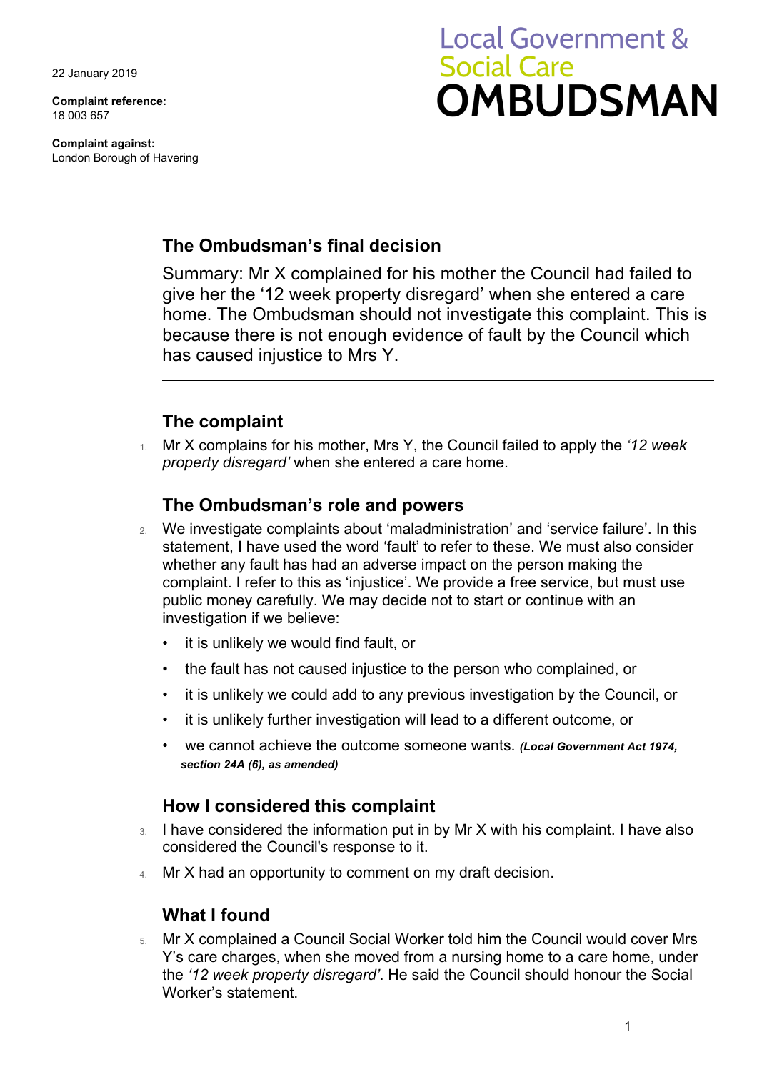22 January 2019

**Complaint reference:**
18 003 657

**Complaint against:**
London Borough of Havering

Local Government & Social Care
**OMBUDSMAN**

## The Ombudsman's final decision

Summary: Mr X complained for his mother the Council had failed to give her the '12 week property disregard' when she entered a care home. The Ombudsman should not investigate this complaint. This is because there is not enough evidence of fault by the Council which has caused injustice to Mrs Y.

## The complaint

1. Mr X complains for his mother, Mrs Y, the Council failed to apply the *'12 week property disregard'* when she entered a care home.

## The Ombudsman's role and powers

2. We investigate complaints about 'maladministration' and 'service failure'. In this statement, I have used the word 'fault' to refer to these. We must also consider whether any fault has had an adverse impact on the person making the complaint. I refer to this as 'injustice'. We provide a free service, but must use public money carefully. We may decide not to start or continue with an investigation if we believe:
   - it is unlikely we would find fault, or
   - the fault has not caused injustice to the person who complained, or
   - it is unlikely we could add to any previous investigation by the Council, or
   - it is unlikely further investigation will lead to a different outcome, or
   - we cannot achieve the outcome someone wants. ***(Local Government Act 1974, section 24A (6), as amended)***

## How I considered this complaint

3. I have considered the information put in by Mr X with his complaint. I have also considered the Council's response to it.
4. Mr X had an opportunity to comment on my draft decision.

## What I found

5. Mr X complained a Council Social Worker told him the Council would cover Mrs Y's care charges, when she moved from a nursing home to a care home, under the *'12 week property disregard'*. He said the Council should honour the Social Worker's statement.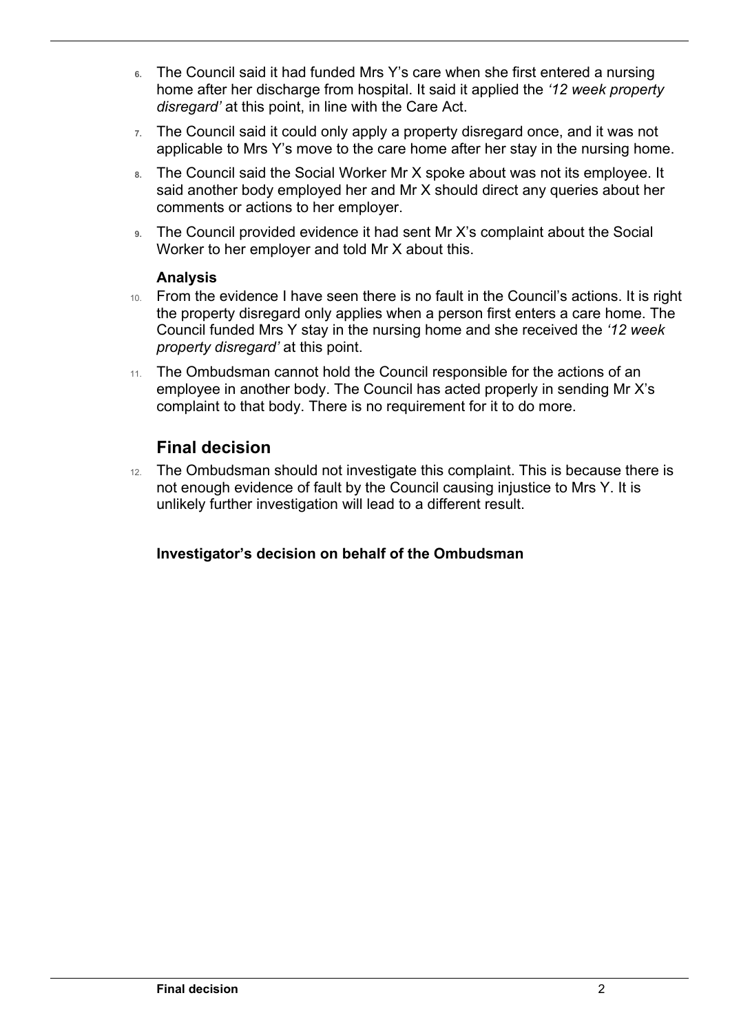6. The Council said it had funded Mrs Y's care when she first entered a nursing home after her discharge from hospital. It said it applied the *'12 week property disregard'* at this point, in line with the Care Act.
7. The Council said it could only apply a property disregard once, and it was not applicable to Mrs Y's move to the care home after her stay in the nursing home.
8. The Council said the Social Worker Mr X spoke about was not its employee. It said another body employed her and Mr X should direct any queries about her comments or actions to her employer.
9. The Council provided evidence it had sent Mr X's complaint about the Social Worker to her employer and told Mr X about this.

### Analysis

10. From the evidence I have seen there is no fault in the Council's actions. It is right the property disregard only applies when a person first enters a care home. The Council funded Mrs Y stay in the nursing home and she received the *'12 week property disregard'* at this point.
11. The Ombudsman cannot hold the Council responsible for the actions of an employee in another body. The Council has acted properly in sending Mr X's complaint to that body. There is no requirement for it to do more.

## Final decision

12. The Ombudsman should not investigate this complaint. This is because there is not enough evidence of fault by the Council causing injustice to Mrs Y. It is unlikely further investigation will lead to a different result.

**Investigator's decision on behalf of the Ombudsman**